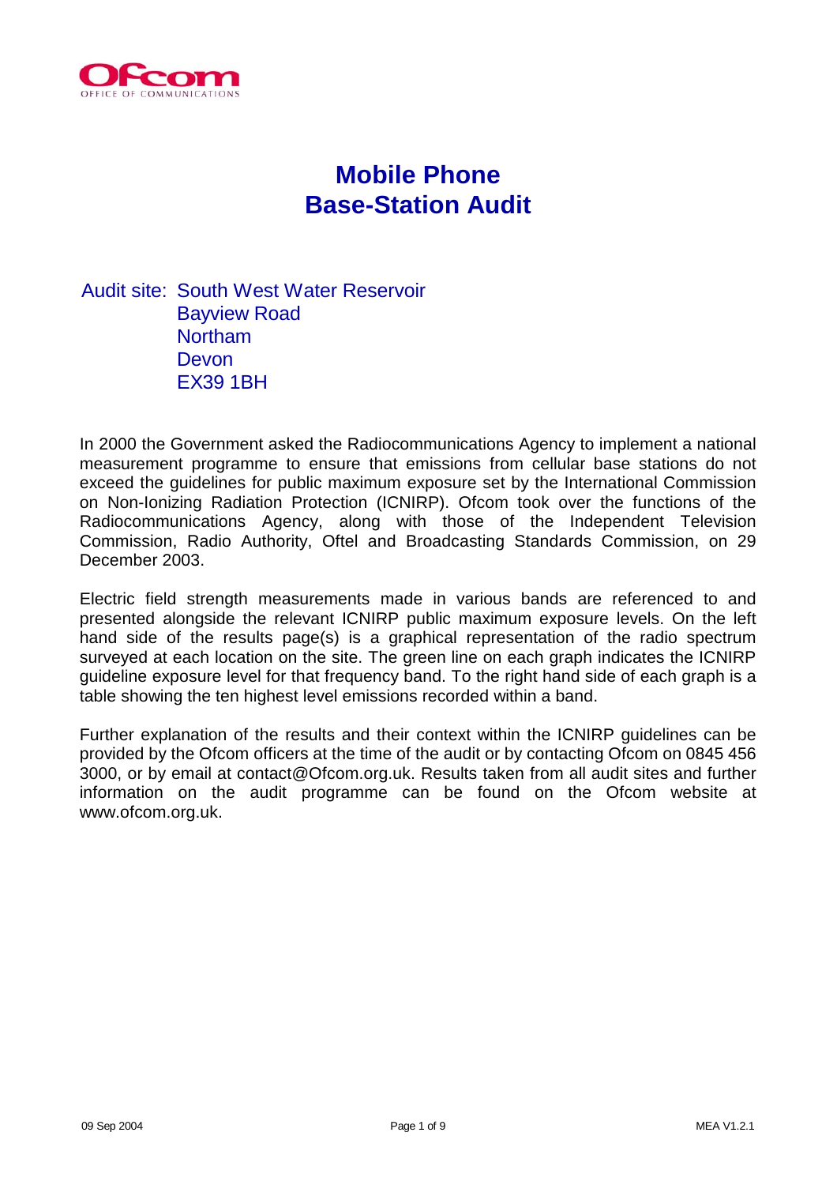Ofcom
OFFICE OF COMMUNICATIONS

# Mobile Phone Base-Station Audit

Audit site: South West Water Reservoir
Bayview Road
Northam
Devon
EX39 1BH

In 2000 the Government asked the Radiocommunications Agency to implement a national measurement programme to ensure that emissions from cellular base stations do not exceed the guidelines for public maximum exposure set by the International Commission on Non-Ionizing Radiation Protection (ICNIRP). Ofcom took over the functions of the Radiocommunications Agency, along with those of the Independent Television Commission, Radio Authority, Oftel and Broadcasting Standards Commission, on 29 December 2003.

Electric field strength measurements made in various bands are referenced to and presented alongside the relevant ICNIRP public maximum exposure levels. On the left hand side of the results page(s) is a graphical representation of the radio spectrum surveyed at each location on the site. The green line on each graph indicates the ICNIRP guideline exposure level for that frequency band. To the right hand side of each graph is a table showing the ten highest level emissions recorded within a band.

Further explanation of the results and their context within the ICNIRP guidelines can be provided by the Ofcom officers at the time of the audit or by contacting Ofcom on 0845 456 3000, or by email at contact@Ofcom.org.uk. Results taken from all audit sites and further information on the audit programme can be found on the Ofcom website at www.ofcom.org.uk.

09 Sep 2004 MEA V1.2.1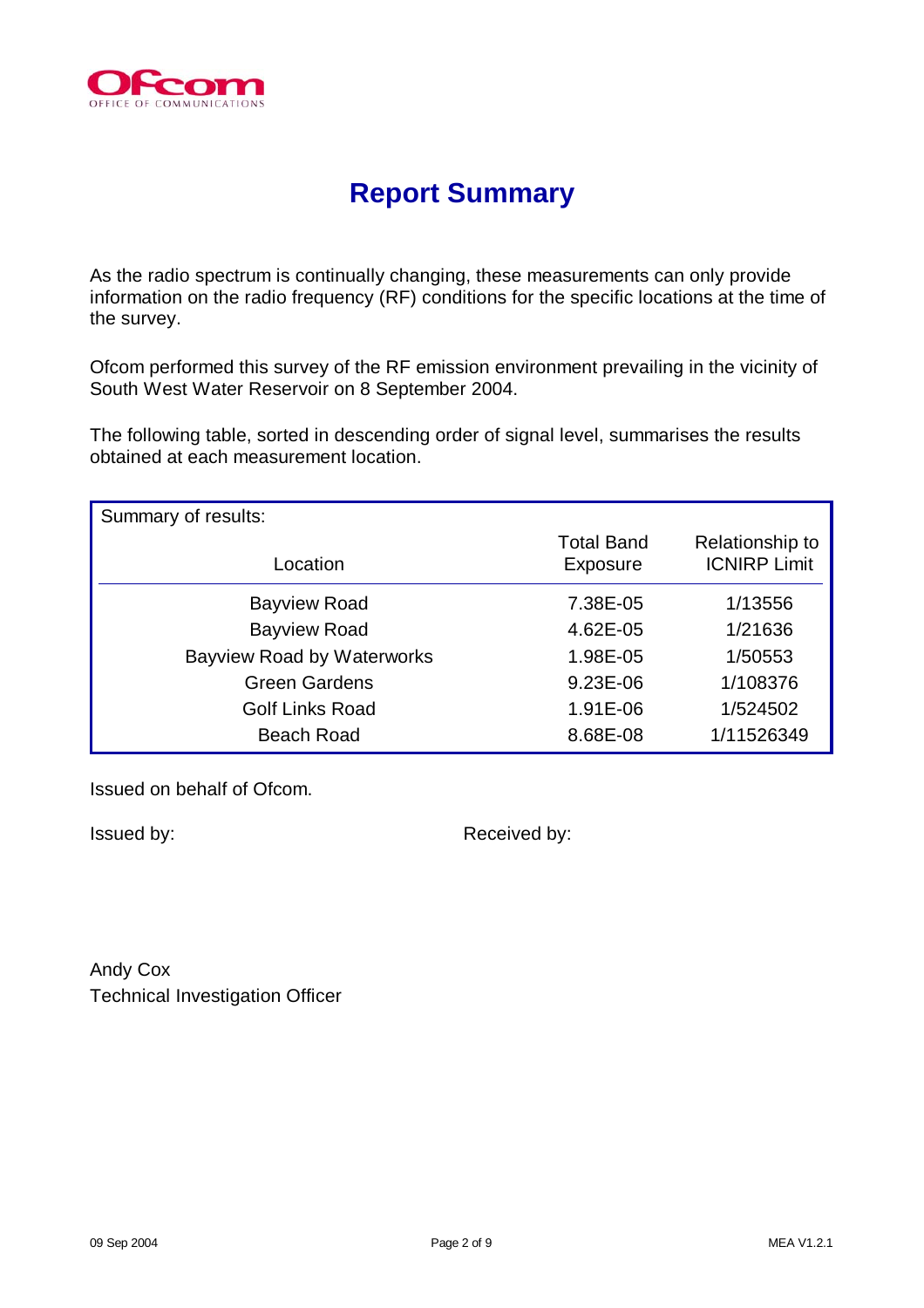# Report Summary

As the radio spectrum is continually changing, these measurements can only provide information on the radio frequency (RF) conditions for the specific locations at the time of the survey.

Ofcom performed this survey of the RF emission environment prevailing in the vicinity of South West Water Reservoir on 8 September 2004.

The following table, sorted in descending order of signal level, summarises the results obtained at each measurement location.

Summary of results:

| Location | Total Band Exposure | Relationship to ICNIRP Limit |
|---|---|---|
| Bayview Road | 7.38E-05 | 1/13556 |
| Bayview Road | 4.62E-05 | 1/21636 |
| Bayview Road by Waterworks | 1.98E-05 | 1/50553 |
| Green Gardens | 9.23E-06 | 1/108376 |
| Golf Links Road | 1.91E-06 | 1/524502 |
| Beach Road | 8.68E-08 | 1/11526349 |

Issued on behalf of Ofcom.

Issued by:

Received by:

Andy Cox
Technical Investigation Officer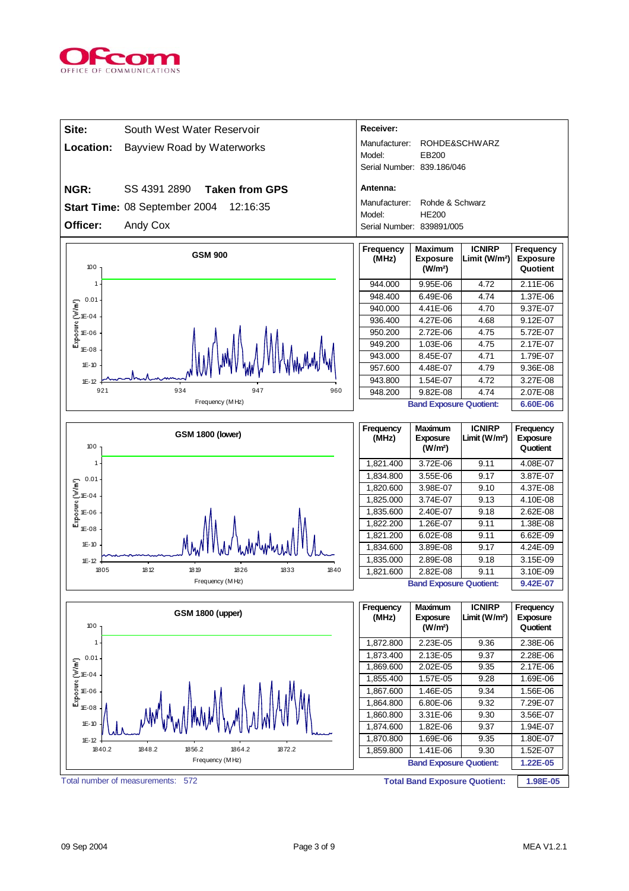**Site:** South West Water Reservoir

**Location:** Bayview Road by Waterworks

**NGR:** SS 4391 2890 **Taken from GPS**

**Start Time:** 08 September 2004 12:16:35

**Officer:** Andy Cox

**Receiver:**

Manufacturer: ROHDE&SCHWARZ
Model: EB200
Serial Number: 839.186/046

**Antenna:**

Manufacturer: Rohde & Schwarz
Model: HE200
Serial Number: 839891/005

### GSM 900

| Frequency (MHz) | Maximum Exposure (W/m²) | ICNIRP Limit (W/m²) | Frequency Exposure Quotient |
|---|---|---|---|
| 944.000 | 9.95E-06 | 4.72 | 2.11E-06 |
| 948.400 | 6.49E-06 | 4.74 | 1.37E-06 |
| 940.000 | 4.41E-06 | 4.70 | 9.37E-07 |
| 936.400 | 4.27E-06 | 4.68 | 9.12E-07 |
| 950.200 | 2.72E-06 | 4.75 | 5.72E-07 |
| 949.200 | 1.03E-06 | 4.75 | 2.17E-07 |
| 943.000 | 8.45E-07 | 4.71 | 1.79E-07 |
| 957.600 | 4.48E-07 | 4.79 | 9.36E-08 |
| 943.800 | 1.54E-07 | 4.72 | 3.27E-08 |
| 948.200 | 9.82E-08 | 4.74 | 2.07E-08 |
| | | **Band Exposure Quotient:** | **6.60E-06** |

### GSM 1800 (lower)

| Frequency (MHz) | Maximum Exposure (W/m²) | ICNIRP Limit (W/m²) | Frequency Exposure Quotient |
|---|---|---|---|
| 1,821.400 | 3.72E-06 | 9.11 | 4.08E-07 |
| 1,834.800 | 3.55E-06 | 9.17 | 3.87E-07 |
| 1,820.600 | 3.98E-07 | 9.10 | 4.37E-08 |
| 1,825.000 | 3.74E-07 | 9.13 | 4.10E-08 |
| 1,835.600 | 2.40E-07 | 9.18 | 2.62E-08 |
| 1,822.200 | 1.26E-07 | 9.11 | 1.38E-08 |
| 1,821.200 | 6.02E-08 | 9.11 | 6.62E-09 |
| 1,834.600 | 3.89E-08 | 9.17 | 4.24E-09 |
| 1,835.000 | 2.89E-08 | 9.18 | 3.15E-09 |
| 1,821.600 | 2.82E-08 | 9.11 | 3.10E-09 |
| | | **Band Exposure Quotient:** | **9.42E-07** |

### GSM 1800 (upper)

| Frequency (MHz) | Maximum Exposure (W/m²) | ICNIRP Limit (W/m²) | Frequency Exposure Quotient |
|---|---|---|---|
| 1,872.800 | 2.23E-05 | 9.36 | 2.38E-06 |
| 1,873.400 | 2.13E-05 | 9.37 | 2.28E-06 |
| 1,869.600 | 2.02E-05 | 9.35 | 2.17E-06 |
| 1,855.400 | 1.57E-05 | 9.28 | 1.69E-06 |
| 1,867.600 | 1.46E-05 | 9.34 | 1.56E-06 |
| 1,864.800 | 6.80E-06 | 9.32 | 7.29E-07 |
| 1,860.800 | 3.31E-06 | 9.30 | 3.56E-07 |
| 1,874.600 | 1.82E-06 | 9.37 | 1.94E-07 |
| 1,870.800 | 1.69E-06 | 9.35 | 1.80E-07 |
| 1,859.800 | 1.41E-06 | 9.30 | 1.52E-07 |
| | | **Band Exposure Quotient:** | **1.22E-05** |

Total number of measurements: 572

**Total Band Exposure Quotient:** **1.98E-05**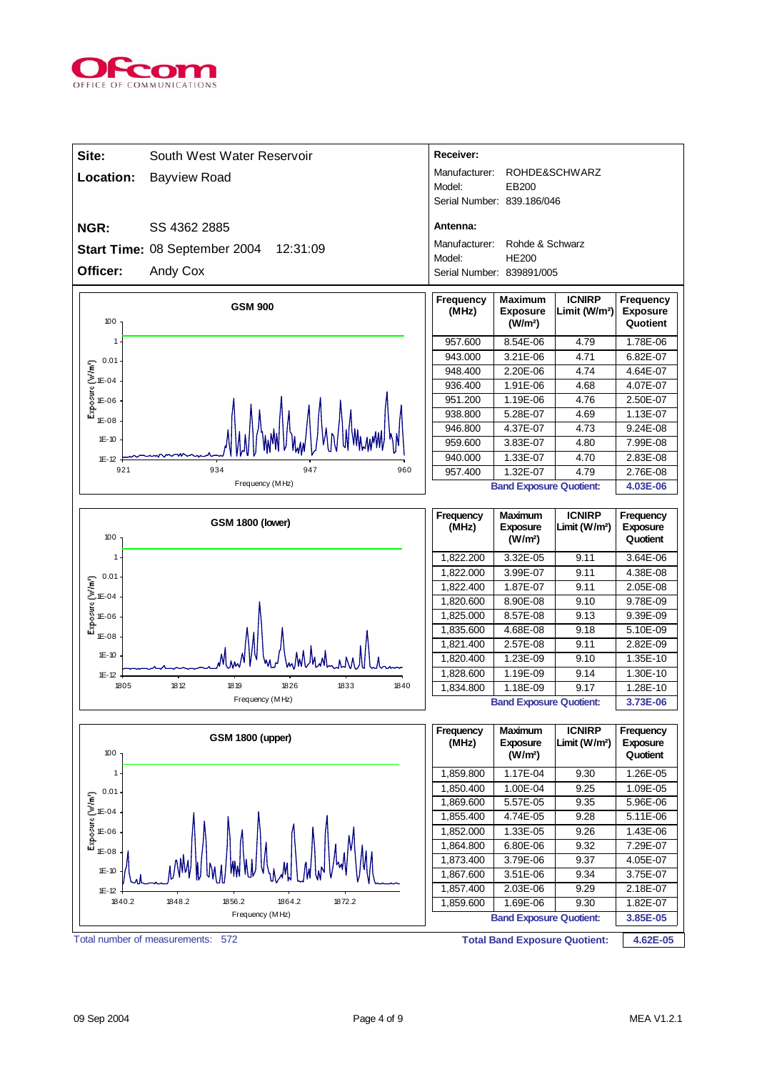**Site:** South West Water Reservoir

**Location:** Bayview Road

**NGR:** SS 4362 2885

**Start Time:** 08 September 2004 12:31:09

**Officer:** Andy Cox

**Receiver:**

Manufacturer: ROHDE&SCHWARZ
Model: EB200
Serial Number: 839.186/046

**Antenna:**

Manufacturer: Rohde & Schwarz
Model: HE200
Serial Number: 839891/005

### GSM 900

| Frequency (MHz) | Maximum Exposure (W/m²) | ICNIRP Limit (W/m²) | Frequency Exposure Quotient |
|---|---|---|---|
| 957.600 | 8.54E-06 | 4.79 | 1.78E-06 |
| 943.000 | 3.21E-06 | 4.71 | 6.82E-07 |
| 948.400 | 2.20E-06 | 4.74 | 4.64E-07 |
| 936.400 | 1.91E-06 | 4.68 | 4.07E-07 |
| 951.200 | 1.19E-06 | 4.76 | 2.50E-07 |
| 938.800 | 5.28E-07 | 4.69 | 1.13E-07 |
| 946.800 | 4.37E-07 | 4.73 | 9.24E-08 |
| 959.600 | 3.83E-07 | 4.80 | 7.99E-08 |
| 940.000 | 1.33E-07 | 4.70 | 2.83E-08 |
| 957.400 | 1.32E-07 | 4.79 | 2.76E-08 |
| | **Band Exposure Quotient:** | | **4.03E-06** |

### GSM 1800 (lower)

| Frequency (MHz) | Maximum Exposure (W/m²) | ICNIRP Limit (W/m²) | Frequency Exposure Quotient |
|---|---|---|---|
| 1,822.200 | 3.32E-05 | 9.11 | 3.64E-06 |
| 1,822.000 | 3.99E-07 | 9.11 | 4.38E-08 |
| 1,822.400 | 1.87E-07 | 9.11 | 2.05E-08 |
| 1,820.600 | 8.90E-08 | 9.10 | 9.78E-09 |
| 1,825.000 | 8.57E-08 | 9.13 | 9.39E-09 |
| 1,835.600 | 4.68E-08 | 9.18 | 5.10E-09 |
| 1,821.400 | 2.57E-08 | 9.11 | 2.82E-09 |
| 1,820.400 | 1.23E-09 | 9.10 | 1.35E-10 |
| 1,828.600 | 1.19E-09 | 9.14 | 1.30E-10 |
| 1,834.800 | 1.18E-09 | 9.17 | 1.28E-10 |
| | **Band Exposure Quotient:** | | **3.73E-06** |

### GSM 1800 (upper)

| Frequency (MHz) | Maximum Exposure (W/m²) | ICNIRP Limit (W/m²) | Frequency Exposure Quotient |
|---|---|---|---|
| 1,859.800 | 1.17E-04 | 9.30 | 1.26E-05 |
| 1,850.400 | 1.00E-04 | 9.25 | 1.09E-05 |
| 1,869.600 | 5.57E-05 | 9.35 | 5.96E-06 |
| 1,855.400 | 4.74E-05 | 9.28 | 5.11E-06 |
| 1,852.000 | 1.33E-05 | 9.26 | 1.43E-06 |
| 1,864.800 | 6.80E-06 | 9.32 | 7.29E-07 |
| 1,873.400 | 3.79E-06 | 9.37 | 4.05E-07 |
| 1,867.600 | 3.51E-06 | 9.34 | 3.75E-07 |
| 1,857.400 | 2.03E-06 | 9.29 | 2.18E-07 |
| 1,859.600 | 1.69E-06 | 9.30 | 1.82E-07 |
| | **Band Exposure Quotient:** | | **3.85E-05** |

Total number of measurements: 572

**Total Band Exposure Quotient: 4.62E-05**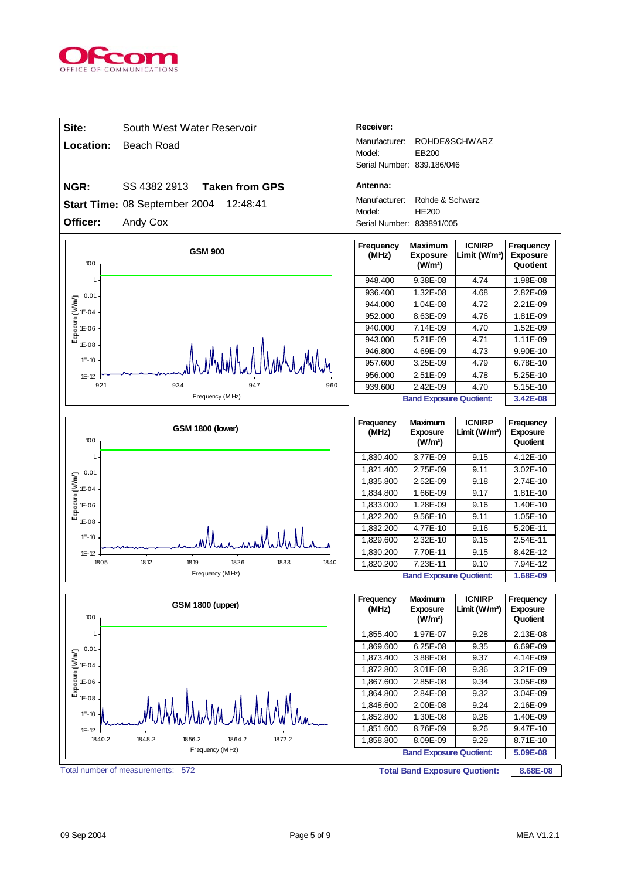**Site:** South West Water Reservoir

**Location:** Beach Road

**NGR:** SS 4382 2913 **Taken from GPS**

**Start Time:** 08 September 2004 12:48:41

**Officer:** Andy Cox

**Receiver:**

Manufacturer: ROHDE&SCHWARZ
Model: EB200
Serial Number: 839.186/046

**Antenna:**

Manufacturer: Rohde & Schwarz
Model: HE200
Serial Number: 839891/005

### GSM 900

| Frequency (MHz) | Maximum Exposure (W/m²) | ICNIRP Limit (W/m²) | Frequency Exposure Quotient |
|---|---|---|---|
| 948.400 | 9.38E-08 | 4.74 | 1.98E-08 |
| 936.400 | 1.32E-08 | 4.68 | 2.82E-09 |
| 944.000 | 1.04E-08 | 4.72 | 2.21E-09 |
| 952.000 | 8.63E-09 | 4.76 | 1.81E-09 |
| 940.000 | 7.14E-09 | 4.70 | 1.52E-09 |
| 943.000 | 5.21E-09 | 4.71 | 1.11E-09 |
| 946.800 | 4.69E-09 | 4.73 | 9.90E-10 |
| 957.600 | 3.25E-09 | 4.79 | 6.78E-10 |
| 956.000 | 2.51E-09 | 4.78 | 5.25E-10 |
| 939.600 | 2.42E-09 | 4.70 | 5.15E-10 |
| | | **Band Exposure Quotient:** | **3.42E-08** |

### GSM 1800 (lower)

| Frequency (MHz) | Maximum Exposure (W/m²) | ICNIRP Limit (W/m²) | Frequency Exposure Quotient |
|---|---|---|---|
| 1,830.400 | 3.77E-09 | 9.15 | 4.12E-10 |
| 1,821.400 | 2.75E-09 | 9.11 | 3.02E-10 |
| 1,835.800 | 2.52E-09 | 9.18 | 2.74E-10 |
| 1,834.800 | 1.66E-09 | 9.17 | 1.81E-10 |
| 1,833.000 | 1.28E-09 | 9.16 | 1.40E-10 |
| 1,822.200 | 9.56E-10 | 9.11 | 1.05E-10 |
| 1,832.200 | 4.77E-10 | 9.16 | 5.20E-11 |
| 1,829.600 | 2.32E-10 | 9.15 | 2.54E-11 |
| 1,830.200 | 7.70E-11 | 9.15 | 8.42E-12 |
| 1,820.200 | 7.23E-11 | 9.10 | 7.94E-12 |
| | | **Band Exposure Quotient:** | **1.68E-09** |

### GSM 1800 (upper)

| Frequency (MHz) | Maximum Exposure (W/m²) | ICNIRP Limit (W/m²) | Frequency Exposure Quotient |
|---|---|---|---|
| 1,855.400 | 1.97E-07 | 9.28 | 2.13E-08 |
| 1,869.600 | 6.25E-08 | 9.35 | 6.69E-09 |
| 1,873.400 | 3.88E-08 | 9.37 | 4.14E-09 |
| 1,872.800 | 3.01E-08 | 9.36 | 3.21E-09 |
| 1,867.600 | 2.85E-08 | 9.34 | 3.05E-09 |
| 1,864.800 | 2.84E-08 | 9.32 | 3.04E-09 |
| 1,848.600 | 2.00E-08 | 9.24 | 2.16E-09 |
| 1,852.800 | 1.30E-08 | 9.26 | 1.40E-09 |
| 1,851.600 | 8.76E-09 | 9.26 | 9.47E-10 |
| 1,858.800 | 8.09E-09 | 9.29 | 8.71E-10 |
| | | **Band Exposure Quotient:** | **5.09E-08** |

Total number of measurements: 572

**Total Band Exposure Quotient: 8.68E-08**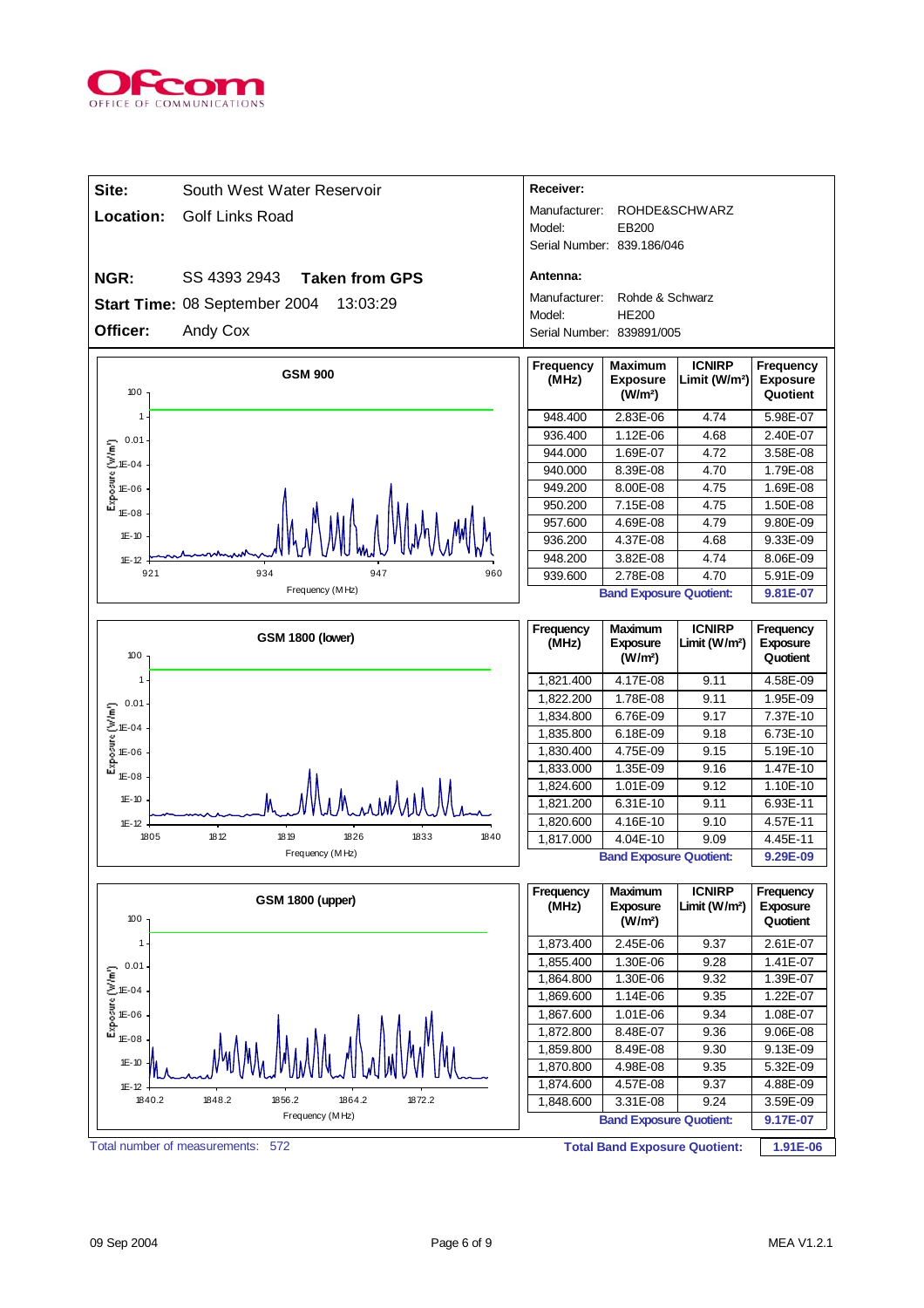| | | | |
|---|---|---|---|
| **Site:** | South West Water Reservoir | | |
| **Location:** | Golf Links Road | | |
| **NGR:** | SS 4393 2943 | **Taken from GPS** | |
| **Start Time:** | 08 September 2004 | 13:03:29 | |
| **Officer:** | Andy Cox | | |

**Receiver:**

Manufacturer: ROHDE&SCHWARZ
Model: EB200
Serial Number: 839.186/046

**Antenna:**

Manufacturer: Rohde & Schwarz
Model: HE200
Serial Number: 839891/005

**GSM 900**

| Frequency (MHz) | Maximum Exposure (W/m²) | ICNIRP Limit (W/m²) | Frequency Exposure Quotient |
|---|---|---|---|
| 948.400 | 2.83E-06 | 4.74 | 5.98E-07 |
| 936.400 | 1.12E-06 | 4.68 | 2.40E-07 |
| 944.000 | 1.69E-07 | 4.72 | 3.58E-08 |
| 940.000 | 8.39E-08 | 4.70 | 1.79E-08 |
| 949.200 | 8.00E-08 | 4.75 | 1.69E-08 |
| 950.200 | 7.15E-08 | 4.75 | 1.50E-08 |
| 957.600 | 4.69E-08 | 4.79 | 9.80E-09 |
| 936.200 | 4.37E-08 | 4.68 | 9.33E-09 |
| 948.200 | 3.82E-08 | 4.74 | 8.06E-09 |
| 939.600 | 2.78E-08 | 4.70 | 5.91E-09 |
| | | **Band Exposure Quotient:** | **9.81E-07** |

**GSM 1800 (lower)**

| Frequency (MHz) | Maximum Exposure (W/m²) | ICNIRP Limit (W/m²) | Frequency Exposure Quotient |
|---|---|---|---|
| 1,821.400 | 4.17E-08 | 9.11 | 4.58E-09 |
| 1,822.200 | 1.78E-08 | 9.11 | 1.95E-09 |
| 1,834.800 | 6.76E-09 | 9.17 | 7.37E-10 |
| 1,835.800 | 6.18E-09 | 9.18 | 6.73E-10 |
| 1,830.400 | 4.75E-09 | 9.15 | 5.19E-10 |
| 1,833.000 | 1.35E-09 | 9.16 | 1.47E-10 |
| 1,824.600 | 1.01E-09 | 9.12 | 1.10E-10 |
| 1,821.200 | 6.31E-10 | 9.11 | 6.93E-11 |
| 1,820.600 | 4.16E-10 | 9.10 | 4.57E-11 |
| 1,817.000 | 4.04E-10 | 9.09 | 4.45E-11 |
| | | **Band Exposure Quotient:** | **9.29E-09** |

**GSM 1800 (upper)**

| Frequency (MHz) | Maximum Exposure (W/m²) | ICNIRP Limit (W/m²) | Frequency Exposure Quotient |
|---|---|---|---|
| 1,873.400 | 2.45E-06 | 9.37 | 2.61E-07 |
| 1,855.400 | 1.30E-06 | 9.28 | 1.41E-07 |
| 1,864.800 | 1.30E-06 | 9.32 | 1.39E-07 |
| 1,869.600 | 1.14E-06 | 9.35 | 1.22E-07 |
| 1,867.600 | 1.01E-06 | 9.34 | 1.08E-07 |
| 1,872.800 | 8.48E-07 | 9.36 | 9.06E-08 |
| 1,859.800 | 8.49E-08 | 9.30 | 9.13E-09 |
| 1,870.800 | 4.98E-08 | 9.35 | 5.32E-09 |
| 1,874.600 | 4.57E-08 | 9.37 | 4.88E-09 |
| 1,848.600 | 3.31E-08 | 9.24 | 3.59E-09 |
| | | **Band Exposure Quotient:** | **9.17E-07** |

Total number of measurements: 572

**Total Band Exposure Quotient:** **1.91E-06**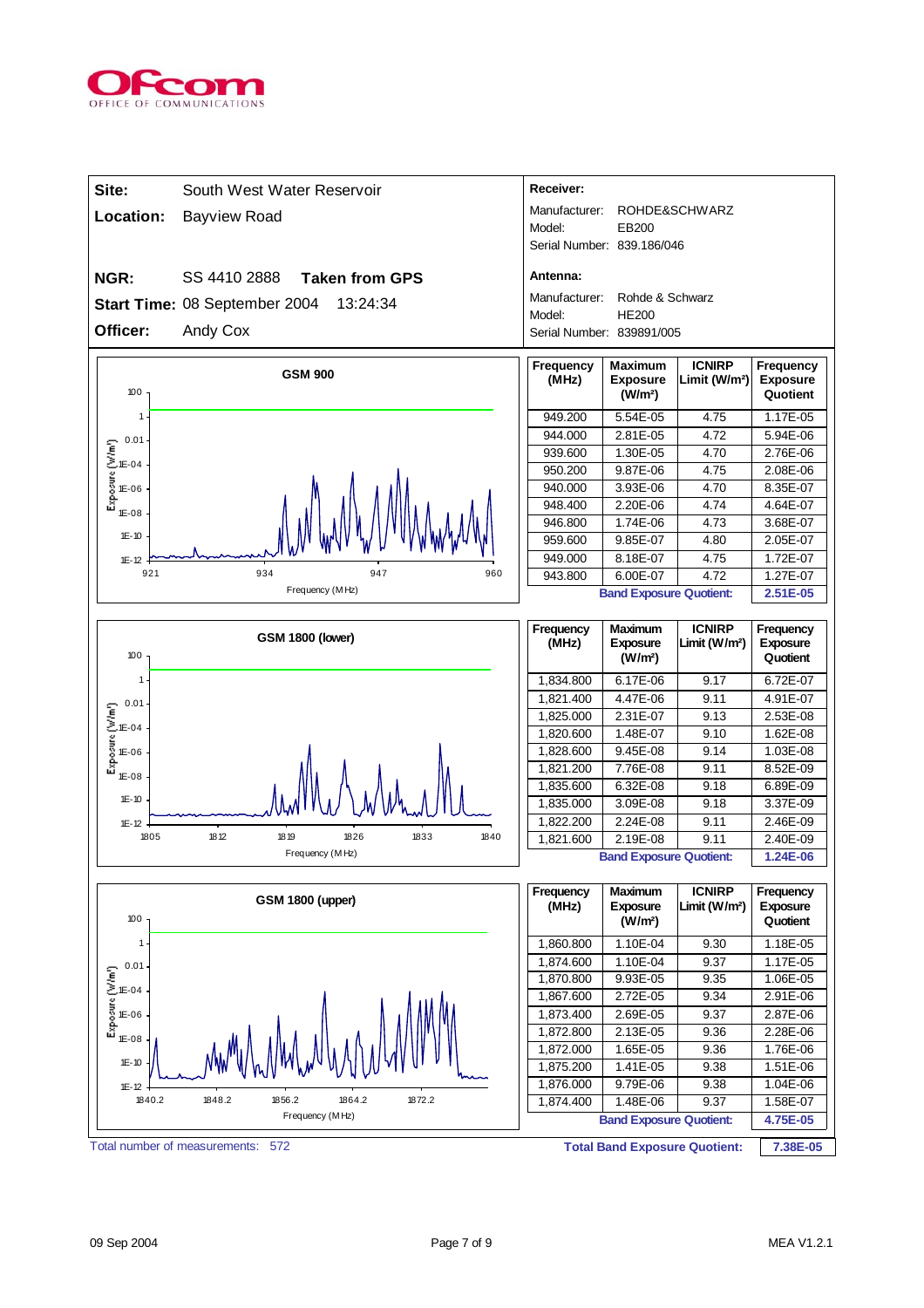Ofcom
OFFICE OF COMMUNICATIONS

| | |
|---|---|
| **Site:** | South West Water Reservoir |
| **Location:** | Bayview Road |
| **NGR:** | SS 4410 2888 **Taken from GPS** |
| **Start Time:** | 08 September 2004 13:24:34 |
| **Officer:** | Andy Cox |

**Receiver:**

Manufacturer: ROHDE&SCHWARZ
Model: EB200
Serial Number: 839.186/046

**Antenna:**

Manufacturer: Rohde & Schwarz
Model: HE200
Serial Number: 839891/005

**GSM 900**

| Frequency (MHz) | Maximum Exposure (W/m²) | ICNIRP Limit (W/m²) | Frequency Exposure Quotient |
|---|---|---|---|
| 949.200 | 5.54E-05 | 4.75 | 1.17E-05 |
| 944.000 | 2.81E-05 | 4.72 | 5.94E-06 |
| 939.600 | 1.30E-05 | 4.70 | 2.76E-06 |
| 950.200 | 9.87E-06 | 4.75 | 2.08E-06 |
| 940.000 | 3.93E-06 | 4.70 | 8.35E-07 |
| 948.400 | 2.20E-06 | 4.74 | 4.64E-07 |
| 946.800 | 1.74E-06 | 4.73 | 3.68E-07 |
| 959.600 | 9.85E-07 | 4.80 | 2.05E-07 |
| 949.000 | 8.18E-07 | 4.75 | 1.72E-07 |
| 943.800 | 6.00E-07 | 4.72 | 1.27E-07 |
| | | **Band Exposure Quotient:** | **2.51E-05** |

**GSM 1800 (lower)**

| Frequency (MHz) | Maximum Exposure (W/m²) | ICNIRP Limit (W/m²) | Frequency Exposure Quotient |
|---|---|---|---|
| 1,834.800 | 6.17E-06 | 9.17 | 6.72E-07 |
| 1,821.400 | 4.47E-06 | 9.11 | 4.91E-07 |
| 1,825.000 | 2.31E-07 | 9.13 | 2.53E-08 |
| 1,820.600 | 1.48E-07 | 9.10 | 1.62E-08 |
| 1,828.600 | 9.45E-08 | 9.14 | 1.03E-08 |
| 1,821.200 | 7.76E-08 | 9.11 | 8.52E-09 |
| 1,835.600 | 6.32E-08 | 9.18 | 6.89E-09 |
| 1,835.000 | 3.09E-08 | 9.18 | 3.37E-09 |
| 1,822.200 | 2.24E-08 | 9.11 | 2.46E-09 |
| 1,821.600 | 2.19E-08 | 9.11 | 2.40E-09 |
| | | **Band Exposure Quotient:** | **1.24E-06** |

**GSM 1800 (upper)**

| Frequency (MHz) | Maximum Exposure (W/m²) | ICNIRP Limit (W/m²) | Frequency Exposure Quotient |
|---|---|---|---|
| 1,860.800 | 1.10E-04 | 9.30 | 1.18E-05 |
| 1,874.600 | 1.10E-04 | 9.37 | 1.17E-05 |
| 1,870.800 | 9.93E-05 | 9.35 | 1.06E-05 |
| 1,867.600 | 2.72E-05 | 9.34 | 2.91E-06 |
| 1,873.400 | 2.69E-05 | 9.37 | 2.87E-06 |
| 1,872.800 | 2.13E-05 | 9.36 | 2.28E-06 |
| 1,872.000 | 1.65E-05 | 9.36 | 1.76E-06 |
| 1,875.200 | 1.41E-05 | 9.38 | 1.51E-06 |
| 1,876.000 | 9.79E-06 | 9.38 | 1.04E-06 |
| 1,874.400 | 1.48E-06 | 9.37 | 1.58E-07 |
| | | **Band Exposure Quotient:** | **4.75E-05** |

Total number of measurements: 572

**Total Band Exposure Quotient: 7.38E-05**

09 Sep 2004 MEA V1.2.1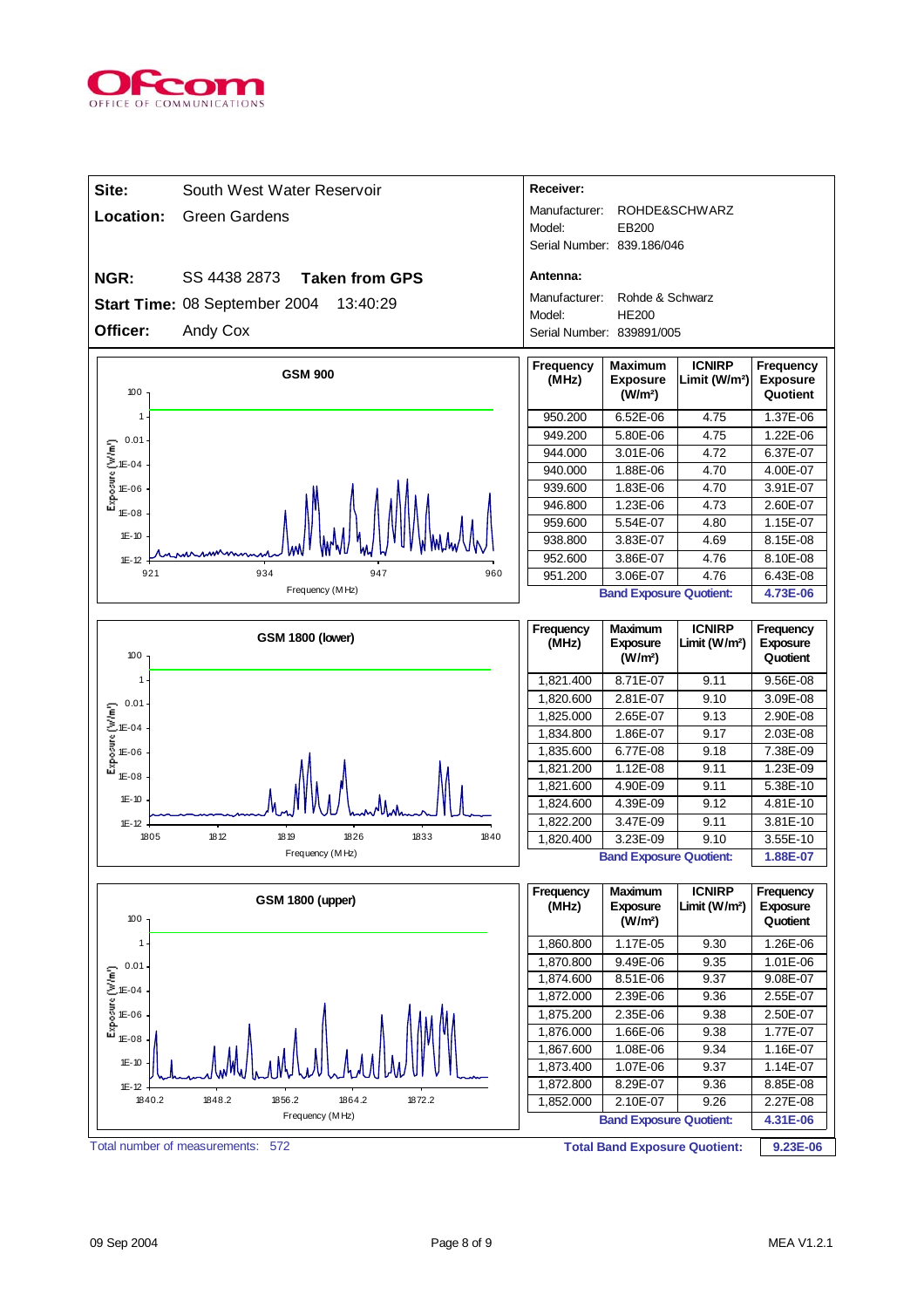**Site:** South West Water Reservoir

**Location:** Green Gardens

**NGR:** SS 4438 2873 **Taken from GPS**

**Start Time:** 08 September 2004 13:40:29

**Officer:** Andy Cox

**Receiver:**

Manufacturer: ROHDE&SCHWARZ
Model: EB200
Serial Number: 839.186/046

**Antenna:**

Manufacturer: Rohde & Schwarz
Model: HE200
Serial Number: 839891/005

**GSM 900**

| Frequency (MHz) | Maximum Exposure (W/m²) | ICNIRP Limit (W/m²) | Frequency Exposure Quotient |
|---|---|---|---|
| 950.200 | 6.52E-06 | 4.75 | 1.37E-06 |
| 949.200 | 5.80E-06 | 4.75 | 1.22E-06 |
| 944.000 | 3.01E-06 | 4.72 | 6.37E-07 |
| 940.000 | 1.88E-06 | 4.70 | 4.00E-07 |
| 939.600 | 1.83E-06 | 4.70 | 3.91E-07 |
| 946.800 | 1.23E-06 | 4.73 | 2.60E-07 |
| 959.600 | 5.54E-07 | 4.80 | 1.15E-07 |
| 938.800 | 3.83E-07 | 4.69 | 8.15E-08 |
| 952.600 | 3.86E-07 | 4.76 | 8.10E-08 |
| 951.200 | 3.06E-07 | 4.76 | 6.43E-08 |
| | **Band Exposure Quotient:** | | **4.73E-06** |

**GSM 1800 (lower)**

| Frequency (MHz) | Maximum Exposure (W/m²) | ICNIRP Limit (W/m²) | Frequency Exposure Quotient |
|---|---|---|---|
| 1,821.400 | 8.71E-07 | 9.11 | 9.56E-08 |
| 1,820.600 | 2.81E-07 | 9.10 | 3.09E-08 |
| 1,825.000 | 2.65E-07 | 9.13 | 2.90E-08 |
| 1,834.800 | 1.86E-07 | 9.17 | 2.03E-08 |
| 1,835.600 | 6.77E-08 | 9.18 | 7.38E-09 |
| 1,821.200 | 1.12E-08 | 9.11 | 1.23E-09 |
| 1,821.600 | 4.90E-09 | 9.11 | 5.38E-10 |
| 1,824.600 | 4.39E-09 | 9.12 | 4.81E-10 |
| 1,822.200 | 3.47E-09 | 9.11 | 3.81E-10 |
| 1,820.400 | 3.23E-09 | 9.10 | 3.55E-10 |
| | **Band Exposure Quotient:** | | **1.88E-07** |

**GSM 1800 (upper)**

| Frequency (MHz) | Maximum Exposure (W/m²) | ICNIRP Limit (W/m²) | Frequency Exposure Quotient |
|---|---|---|---|
| 1,860.800 | 1.17E-05 | 9.30 | 1.26E-06 |
| 1,870.800 | 9.49E-06 | 9.35 | 1.01E-06 |
| 1,874.600 | 8.51E-06 | 9.37 | 9.08E-07 |
| 1,872.000 | 2.39E-06 | 9.36 | 2.55E-07 |
| 1,875.200 | 2.35E-06 | 9.38 | 2.50E-07 |
| 1,876.000 | 1.66E-06 | 9.38 | 1.77E-07 |
| 1,867.600 | 1.08E-06 | 9.34 | 1.16E-07 |
| 1,873.400 | 1.07E-06 | 9.37 | 1.14E-07 |
| 1,872.800 | 8.29E-07 | 9.36 | 8.85E-08 |
| 1,852.000 | 2.10E-07 | 9.26 | 2.27E-08 |
| | **Band Exposure Quotient:** | | **4.31E-06** |

Total number of measurements: 572

**Total Band Exposure Quotient: 9.23E-06**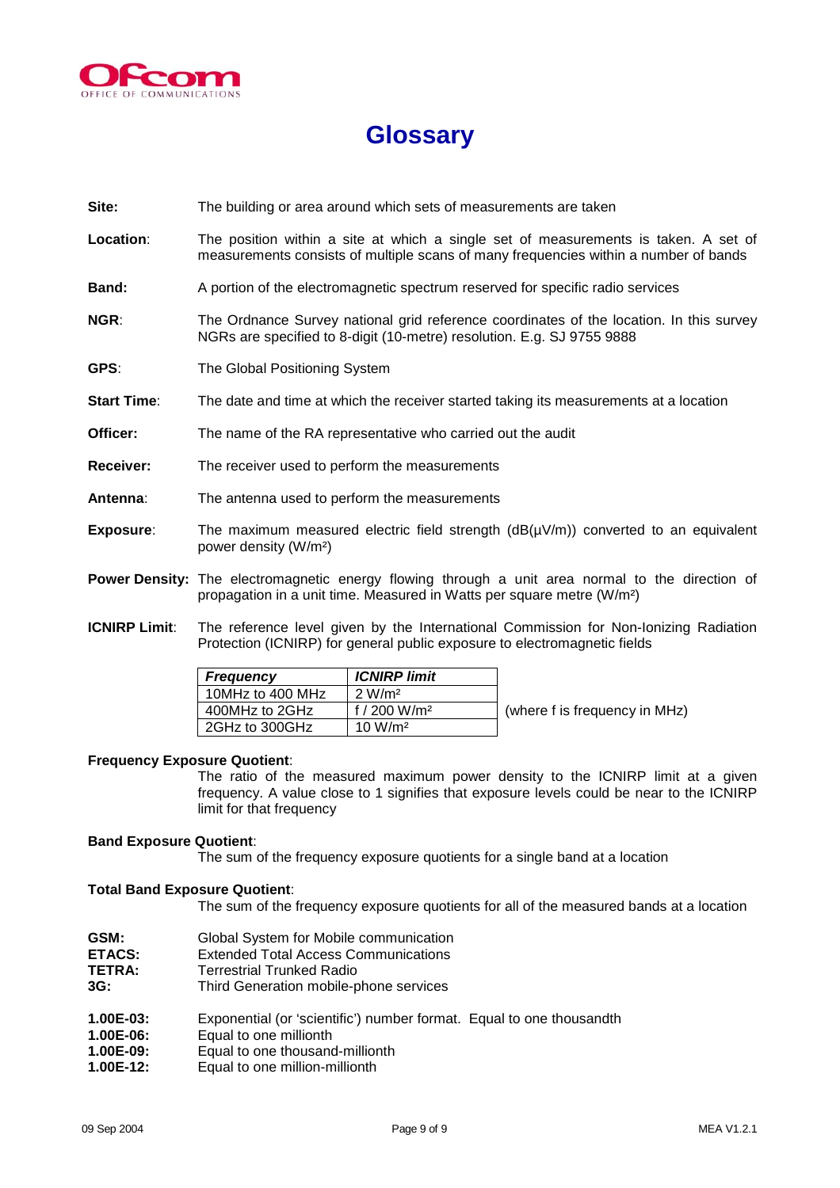# Glossary

**Site:** The building or area around which sets of measurements are taken

**Location**: The position within a site at which a single set of measurements is taken. A set of measurements consists of multiple scans of many frequencies within a number of bands

**Band:** A portion of the electromagnetic spectrum reserved for specific radio services

**NGR**: The Ordnance Survey national grid reference coordinates of the location. In this survey NGRs are specified to 8-digit (10-metre) resolution. E.g. SJ 9755 9888

**GPS**: The Global Positioning System

**Start Time**: The date and time at which the receiver started taking its measurements at a location

**Officer:** The name of the RA representative who carried out the audit

**Receiver:** The receiver used to perform the measurements

**Antenna**: The antenna used to perform the measurements

**Exposure**: The maximum measured electric field strength (dB(µV/m)) converted to an equivalent power density (W/m²)

**Power Density:** The electromagnetic energy flowing through a unit area normal to the direction of propagation in a unit time. Measured in Watts per square metre (W/m²)

**ICNIRP Limit**: The reference level given by the International Commission for Non-Ionizing Radiation Protection (ICNIRP) for general public exposure to electromagnetic fields

| ***Frequency*** | ***ICNIRP limit*** |
|---|---|
| 10MHz to 400 MHz | 2 W/m² |
| 400MHz to 2GHz | f / 200 W/m² |
| 2GHz to 300GHz | 10 W/m² |

(where f is frequency in MHz)

**Frequency Exposure Quotient**:
The ratio of the measured maximum power density to the ICNIRP limit at a given frequency. A value close to 1 signifies that exposure levels could be near to the ICNIRP limit for that frequency

**Band Exposure Quotient**:
The sum of the frequency exposure quotients for a single band at a location

**Total Band Exposure Quotient**:
The sum of the frequency exposure quotients for all of the measured bands at a location

**GSM:** Global System for Mobile communication
**ETACS:** Extended Total Access Communications
**TETRA:** Terrestrial Trunked Radio
**3G:** Third Generation mobile-phone services

**1.00E-03:** Exponential (or 'scientific') number format. Equal to one thousandth
**1.00E-06:** Equal to one millionth
**1.00E-09:** Equal to one thousand-millionth
**1.00E-12:** Equal to one million-millionth